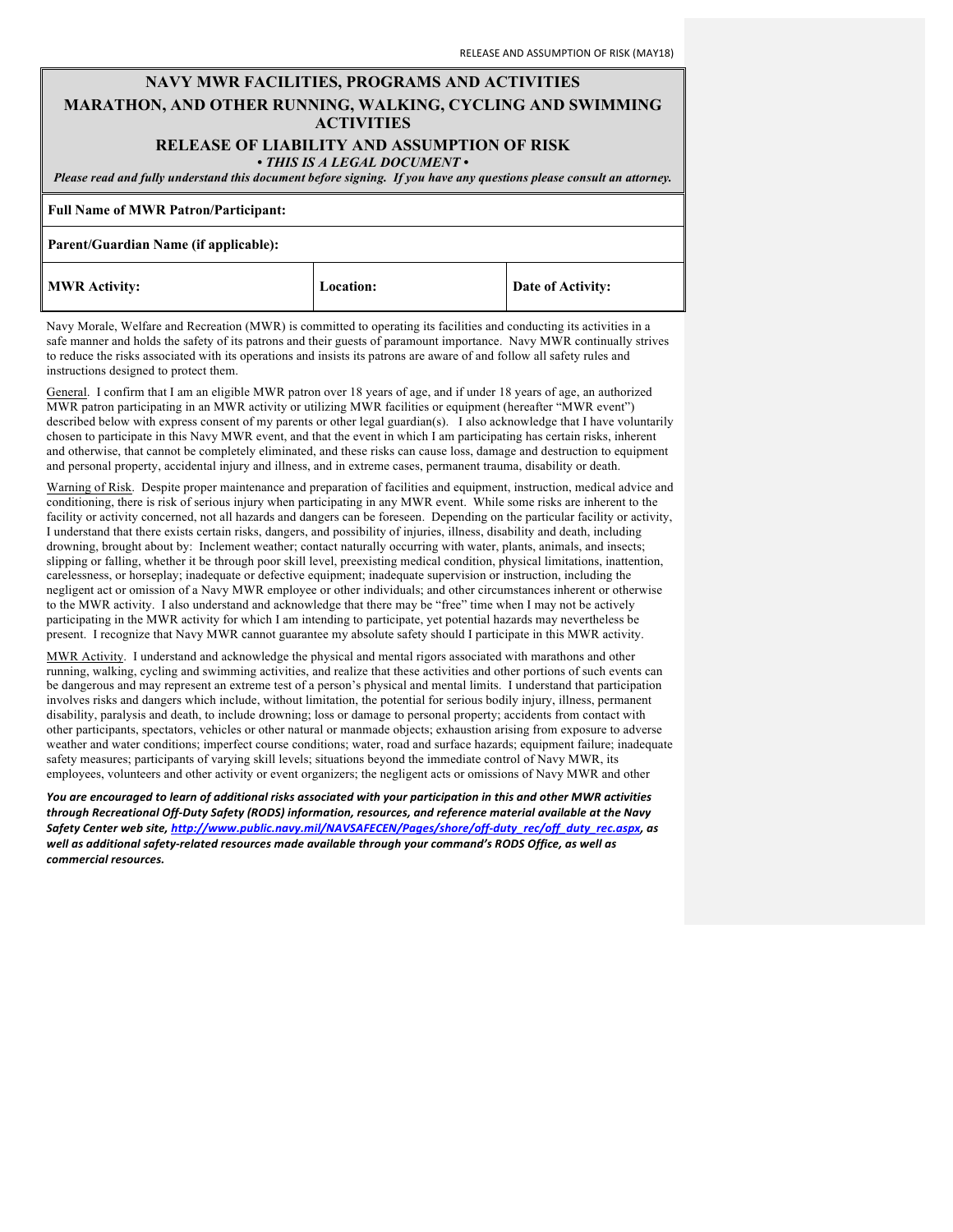# NAVY MWR FACILITIES, PROGRAMS AND ACTIVITIES

## MARATHON, AND OTHER RUNNING, WALKING, CYCLING AND SWIMMING ACTIVITIES

## RELEASE OF LIABILITY AND ASSUMPTION OF RISK

***• THIS IS A LEGAL DOCUMENT •***

***Please read and fully understand this document before signing. If you have any questions please consult an attorney.***

| **Full Name of MWR Patron/Participant:** | | |
|---|---|---|
| **Parent/Guardian Name (if applicable):** | | |
| **MWR Activity:** | **Location:** | **Date of Activity:** |

Navy Morale, Welfare and Recreation (MWR) is committed to operating its facilities and conducting its activities in a safe manner and holds the safety of its patrons and their guests of paramount importance. Navy MWR continually strives to reduce the risks associated with its operations and insists its patrons are aware of and follow all safety rules and instructions designed to protect them.

General. I confirm that I am an eligible MWR patron over 18 years of age, and if under 18 years of age, an authorized MWR patron participating in an MWR activity or utilizing MWR facilities or equipment (hereafter "MWR event") described below with express consent of my parents or other legal guardian(s). I also acknowledge that I have voluntarily chosen to participate in this Navy MWR event, and that the event in which I am participating has certain risks, inherent and otherwise, that cannot be completely eliminated, and these risks can cause loss, damage and destruction to equipment and personal property, accidental injury and illness, and in extreme cases, permanent trauma, disability or death.

Warning of Risk. Despite proper maintenance and preparation of facilities and equipment, instruction, medical advice and conditioning, there is risk of serious injury when participating in any MWR event. While some risks are inherent to the facility or activity concerned, not all hazards and dangers can be foreseen. Depending on the particular facility or activity, I understand that there exists certain risks, dangers, and possibility of injuries, illness, disability and death, including drowning, brought about by: Inclement weather; contact naturally occurring with water, plants, animals, and insects; slipping or falling, whether it be through poor skill level, preexisting medical condition, physical limitations, inattention, carelessness, or horseplay; inadequate or defective equipment; inadequate supervision or instruction, including the negligent act or omission of a Navy MWR employee or other individuals; and other circumstances inherent or otherwise to the MWR activity. I also understand and acknowledge that there may be "free" time when I may not be actively participating in the MWR activity for which I am intending to participate, yet potential hazards may nevertheless be present. I recognize that Navy MWR cannot guarantee my absolute safety should I participate in this MWR activity.

MWR Activity. I understand and acknowledge the physical and mental rigors associated with marathons and other running, walking, cycling and swimming activities, and realize that these activities and other portions of such events can be dangerous and may represent an extreme test of a person's physical and mental limits. I understand that participation involves risks and dangers which include, without limitation, the potential for serious bodily injury, illness, permanent disability, paralysis and death, to include drowning; loss or damage to personal property; accidents from contact with other participants, spectators, vehicles or other natural or manmade objects; exhaustion arising from exposure to adverse weather and water conditions; imperfect course conditions; water, road and surface hazards; equipment failure; inadequate safety measures; participants of varying skill levels; situations beyond the immediate control of Navy MWR, its employees, volunteers and other activity or event organizers; the negligent acts or omissions of Navy MWR and other

***You are encouraged to learn of additional risks associated with your participation in this and other MWR activities through Recreational Off-Duty Safety (RODS) information, resources, and reference material available at the Navy Safety Center web site, http://www.public.navy.mil/NAVSAFECEN/Pages/shore/off-duty_rec/off_duty_rec.aspx, as well as additional safety-related resources made available through your command's RODS Office, as well as commercial resources.***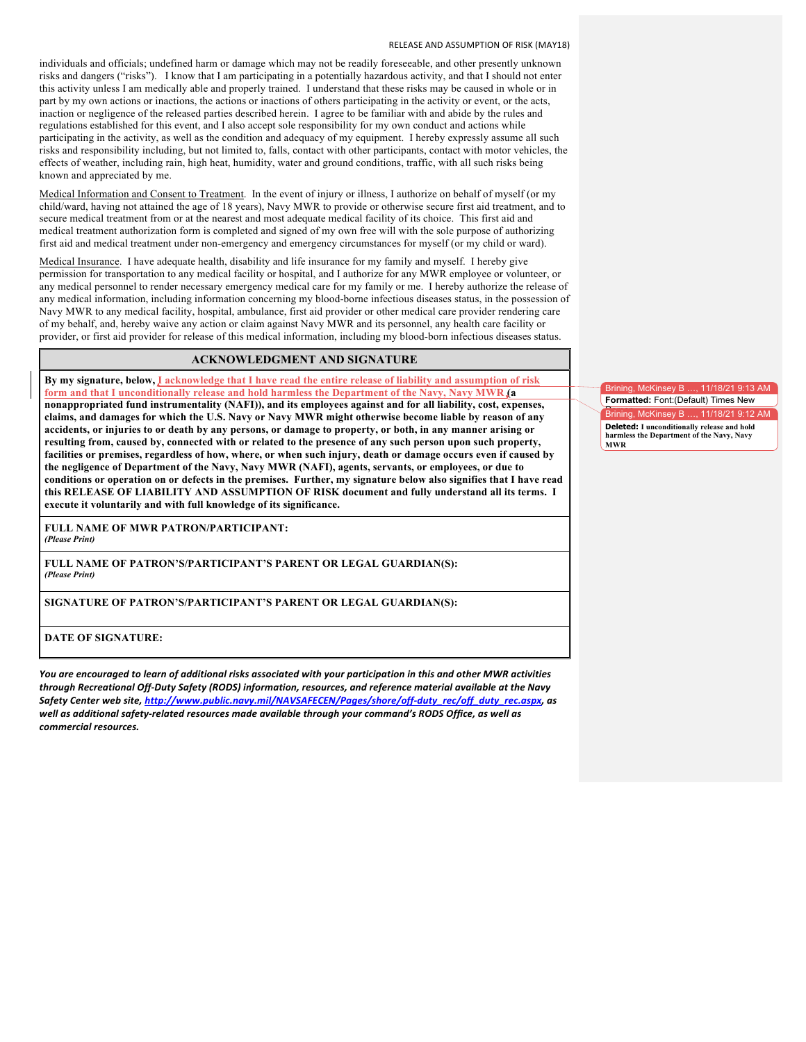individuals and officials; undefined harm or damage which may not be readily foreseeable, and other presently unknown risks and dangers ("risks"). I know that I am participating in a potentially hazardous activity, and that I should not enter this activity unless I am medically able and properly trained. I understand that these risks may be caused in whole or in part by my own actions or inactions, the actions or inactions of others participating in the activity or event, or the acts, inaction or negligence of the released parties described herein. I agree to be familiar with and abide by the rules and regulations established for this event, and I also accept sole responsibility for my own conduct and actions while participating in the activity, as well as the condition and adequacy of my equipment. I hereby expressly assume all such risks and responsibility including, but not limited to, falls, contact with other participants, contact with motor vehicles, the effects of weather, including rain, high heat, humidity, water and ground conditions, traffic, with all such risks being known and appreciated by me.

Medical Information and Consent to Treatment. In the event of injury or illness, I authorize on behalf of myself (or my child/ward, having not attained the age of 18 years), Navy MWR to provide or otherwise secure first aid treatment, and to secure medical treatment from or at the nearest and most adequate medical facility of its choice. This first aid and medical treatment authorization form is completed and signed of my own free will with the sole purpose of authorizing first aid and medical treatment under non-emergency and emergency circumstances for myself (or my child or ward).

Medical Insurance. I have adequate health, disability and life insurance for my family and myself. I hereby give permission for transportation to any medical facility or hospital, and I authorize for any MWR employee or volunteer, or any medical personnel to render necessary emergency medical care for my family or me. I hereby authorize the release of any medical information, including information concerning my blood-borne infectious diseases status, in the possession of Navy MWR to any medical facility, hospital, ambulance, first aid provider or other medical care provider rendering care of my behalf, and, hereby waive any action or claim against Navy MWR and its personnel, any health care facility or provider, or first aid provider for release of this medical information, including my blood-born infectious diseases status.

## ACKNOWLEDGMENT AND SIGNATURE

**By my signature, below, I acknowledge that I have read the entire release of liability and assumption of risk form and that I unconditionally release and hold harmless the Department of the Navy, Navy MWR (a nonappropriated fund instrumentality (NAFI)), and its employees against and for all liability, cost, expenses, claims, and damages for which the U.S. Navy or Navy MWR might otherwise become liable by reason of any accidents, or injuries to or death by any persons, or damage to property, or both, in any manner arising or resulting from, caused by, connected with or related to the presence of any such person upon such property, facilities or premises, regardless of how, where, or when such injury, death or damage occurs even if caused by the negligence of Department of the Navy, Navy MWR (NAFI), agents, servants, or employees, or due to conditions or operation on or defects in the premises. Further, my signature below also signifies that I have read this RELEASE OF LIABILITY AND ASSUMPTION OF RISK document and fully understand all its terms. I execute it voluntarily and with full knowledge of its significance.**

**FULL NAME OF MWR PATRON/PARTICIPANT:**
*(Please Print)*

**FULL NAME OF PATRON'S/PARTICIPANT'S PARENT OR LEGAL GUARDIAN(S):**
*(Please Print)*

**SIGNATURE OF PATRON'S/PARTICIPANT'S PARENT OR LEGAL GUARDIAN(S):**

**DATE OF SIGNATURE:**

***You are encouraged to learn of additional risks associated with your participation in this and other MWR activities through Recreational Off-Duty Safety (RODS) information, resources, and reference material available at the Navy Safety Center web site, http://www.public.navy.mil/NAVSAFECEN/Pages/shore/off-duty_rec/off_duty_rec.aspx, as well as additional safety-related resources made available through your command's RODS Office, as well as commercial resources.***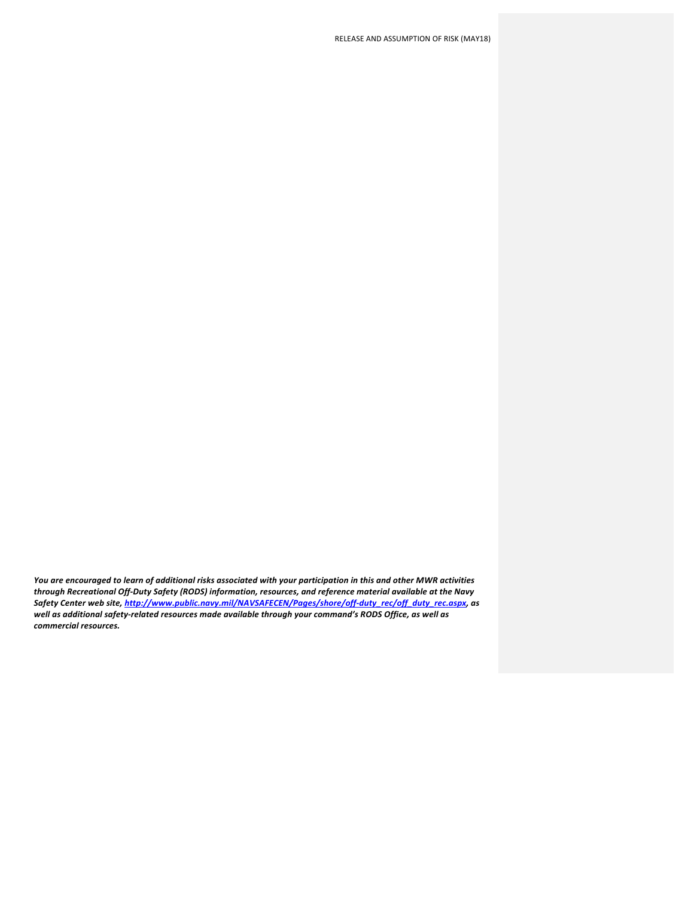***You are encouraged to learn of additional risks associated with your participation in this and other MWR activities through Recreational Off-Duty Safety (RODS) information, resources, and reference material available at the Navy Safety Center web site, [http://www.public.navy.mil/NAVSAFECEN/Pages/shore/off-duty_rec/off_duty_rec.aspx](http://www.public.navy.mil/NAVSAFECEN/Pages/shore/off-duty_rec/off_duty_rec.aspx), as well as additional safety-related resources made available through your command's RODS Office, as well as commercial resources.***